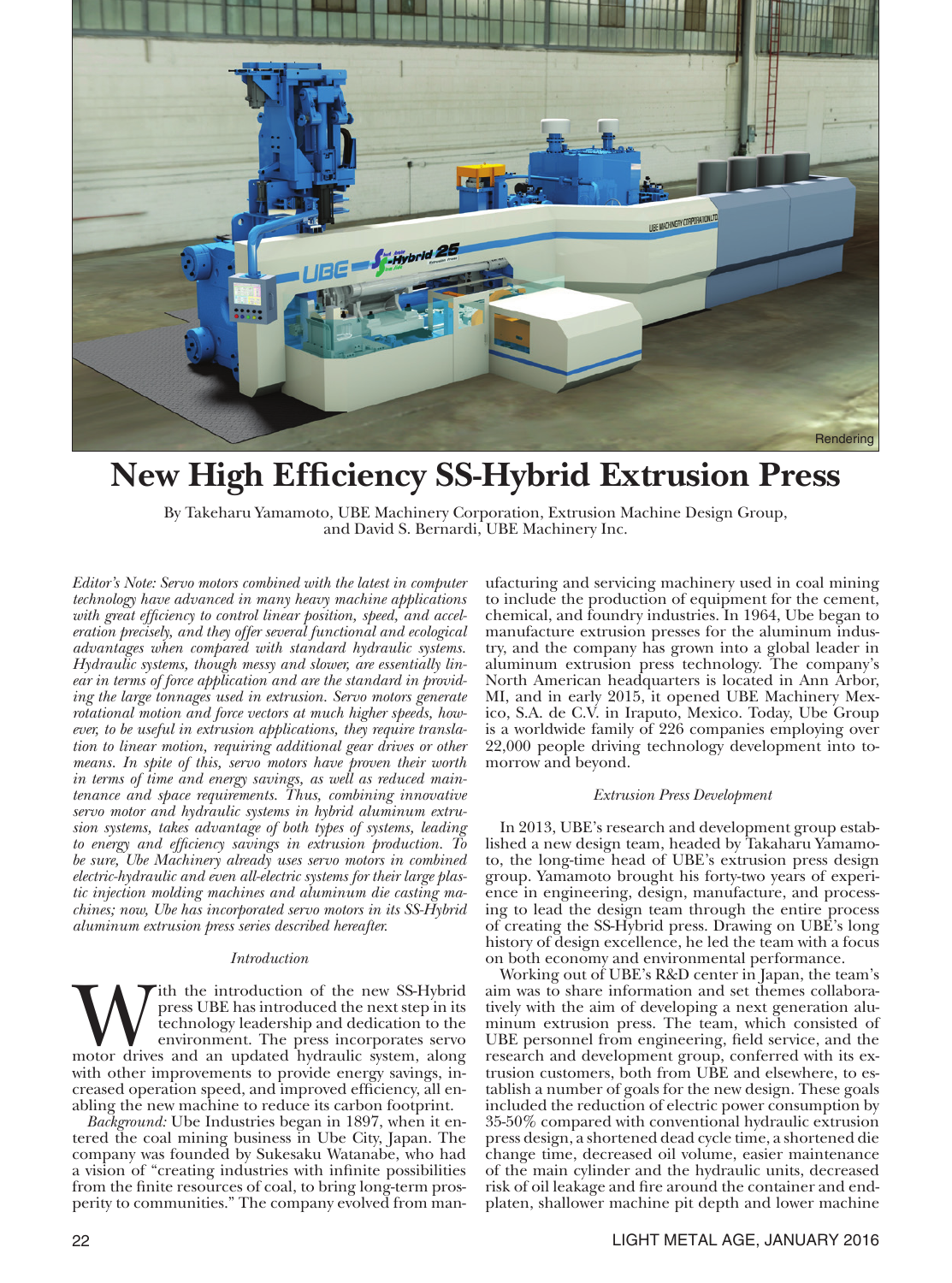Rendering

# New High Efficiency SS-Hybrid Extrusion Press

By Takeharu Yamamoto, UBE Machinery Corporation, Extrusion Machine Design Group, and David S. Bernardi, UBE Machinery Inc.

*Editor's Note: Servo motors combined with the latest in computer technology have advanced in many heavy machine applications with great efficiency to control linear position, speed, and acceleration precisely, and they offer several functional and ecological advantages when compared with standard hydraulic systems. Hydraulic systems, though messy and slower, are essentially linear in terms of force application and are the standard in providing the large tonnages used in extrusion. Servo motors generate rotational motion and force vectors at much higher speeds, however, to be useful in extrusion applications, they require translation to linear motion, requiring additional gear drives or other means. In spite of this, servo motors have proven their worth in terms of time and energy savings, as well as reduced maintenance and space requirements. Thus, combining innovative servo motor and hydraulic systems in hybrid aluminum extrusion systems, takes advantage of both types of systems, leading to energy and efficiency savings in extrusion production. To be sure, Ube Machinery already uses servo motors in combined electric-hydraulic and even all-electric systems for their large plastic injection molding machines and aluminum die casting machines; now, Ube has incorporated servo motors in its SS-Hybrid aluminum extrusion press series described hereafter.*

### *Introduction*

With the introduction of the new SS-Hybrid press UBE has introduced the next step in its technology leadership and dedication to the environment. The press incorporates servo motor drives and an updated hydraulic system, along with other improvements to provide energy savings, increased operation speed, and improved efficiency, all enabling the new machine to reduce its carbon footprint.

*Background:* Ube Industries began in 1897, when it entered the coal mining business in Ube City, Japan. The company was founded by Sukesaku Watanabe, who had a vision of "creating industries with infinite possibilities from the finite resources of coal, to bring long-term prosperity to communities." The company evolved from manufacturing and servicing machinery used in coal mining to include the production of equipment for the cement, chemical, and foundry industries. In 1964, Ube began to manufacture extrusion presses for the aluminum industry, and the company has grown into a global leader in aluminum extrusion press technology. The company's North American headquarters is located in Ann Arbor, MI, and in early 2015, it opened UBE Machinery Mexico, S.A. de C.V. in Iraputo, Mexico. Today, Ube Group is a worldwide family of 226 companies employing over 22,000 people driving technology development into tomorrow and beyond.

### *Extrusion Press Development*

In 2013, UBE's research and development group established a new design team, headed by Takaharu Yamamoto, the long-time head of UBE's extrusion press design group. Yamamoto brought his forty-two years of experience in engineering, design, manufacture, and processing to lead the design team through the entire process of creating the SS-Hybrid press. Drawing on UBE's long history of design excellence, he led the team with a focus on both economy and environmental performance.

Working out of UBE's R&D center in Japan, the team's aim was to share information and set themes collaboratively with the aim of developing a next generation aluminum extrusion press. The team, which consisted of UBE personnel from engineering, field service, and the research and development group, conferred with its extrusion customers, both from UBE and elsewhere, to establish a number of goals for the new design. These goals included the reduction of electric power consumption by 35-50% compared with conventional hydraulic extrusion press design, a shortened dead cycle time, a shortened die change time, decreased oil volume, easier maintenance of the main cylinder and the hydraulic units, decreased risk of oil leakage and fire around the container and endplaten, shallower machine pit depth and lower machine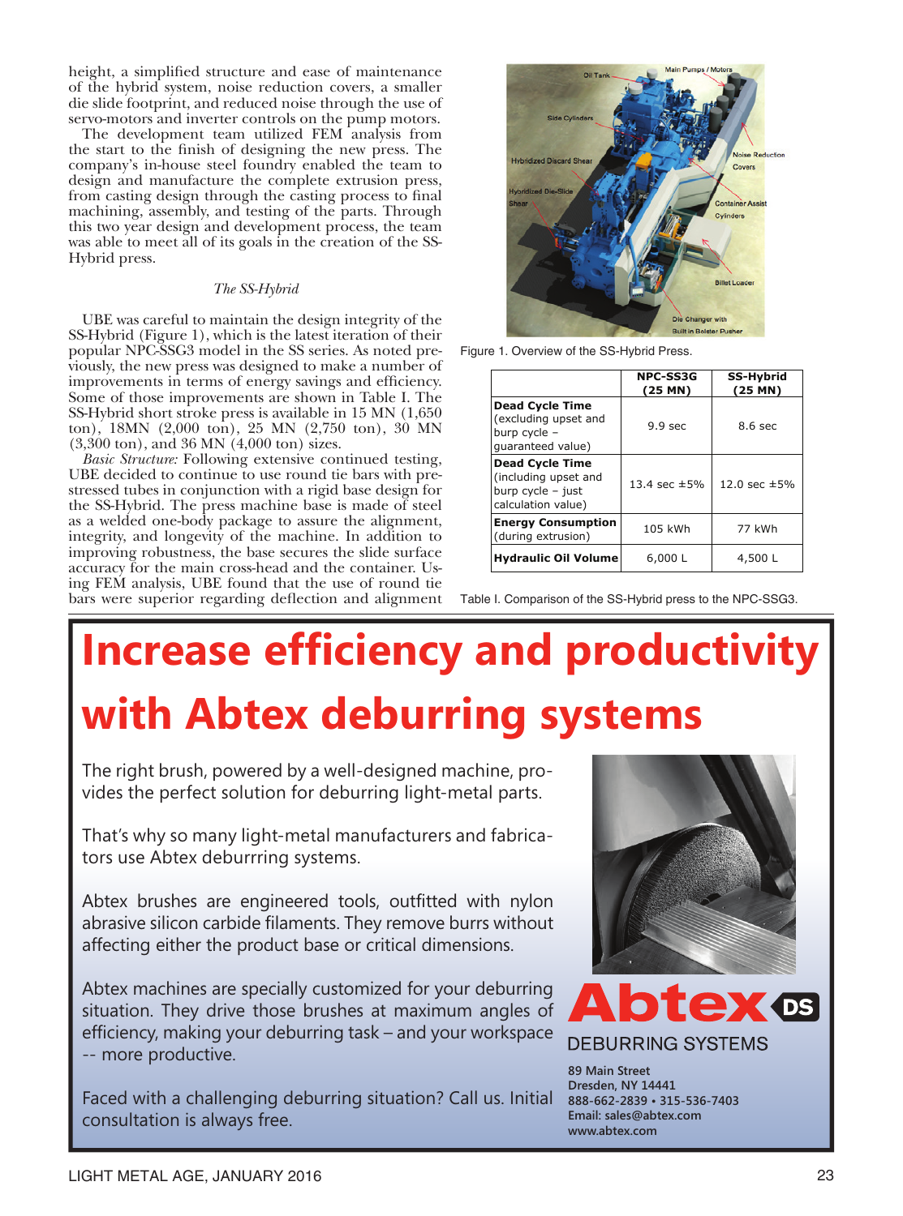height, a simplified structure and ease of maintenance of the hybrid system, noise reduction covers, a smaller die slide footprint, and reduced noise through the use of servo-motors and inverter controls on the pump motors.

The development team utilized FEM analysis from the start to the finish of designing the new press. The company's in-house steel foundry enabled the team to design and manufacture the complete extrusion press, from casting design through the casting process to final machining, assembly, and testing of the parts. Through this two year design and development process, the team was able to meet all of its goals in the creation of the SS-Hybrid press.

### *The SS-Hybrid*

UBE was careful to maintain the design integrity of the SS-Hybrid (Figure 1), which is the latest iteration of their popular NPC-SSG3 model in the SS series. As noted previously, the new press was designed to make a number of improvements in terms of energy savings and efficiency. Some of those improvements are shown in Table I. The SS-Hybrid short stroke press is available in 15 MN (1,650 ton), 18MN (2,000 ton), 25 MN (2,750 ton), 30 MN (3,300 ton), and 36 MN (4,000 ton) sizes.

*Basic Structure:* Following extensive continued testing, UBE decided to continue to use round tie bars with pre-stressed tubes in conjunction with a rigid base design for the SS-Hybrid. The press machine base is made of steel as a welded one-body package to assure the alignment, integrity, and longevity of the machine. In addition to improving robustness, the base secures the slide surface accuracy for the main cross-head and the container. Using FEM analysis, UBE found that the use of round tie bars were superior regarding deflection and alignment

Figure 1. Overview of the SS-Hybrid Press.

| | NPC-SS3G (25 MN) | SS-Hybrid (25 MN) |
|---|---|---|
| **Dead Cycle Time** (excluding upset and burp cycle – guaranteed value) | 9.9 sec | 8.6 sec |
| **Dead Cycle Time** (including upset and burp cycle – just calculation value) | 13.4 sec ±5% | 12.0 sec ±5% |
| **Energy Consumption** (during extrusion) | 105 kWh | 77 kWh |
| **Hydraulic Oil Volume** | 6,000 L | 4,500 L |

Table I. Comparison of the SS-Hybrid press to the NPC-SSG3.

# Increase efficiency and productivity with Abtex deburring systems

The right brush, powered by a well-designed machine, provides the perfect solution for deburring light-metal parts.

That's why so many light-metal manufacturers and fabricators use Abtex deburrring systems.

Abtex brushes are engineered tools, outfitted with nylon abrasive silicon carbide filaments. They remove burrs without affecting either the product base or critical dimensions.

Abtex machines are specially customized for your deburring situation. They drive those brushes at maximum angles of efficiency, making your deburring task – and your workspace -- more productive.

Faced with a challenging deburring situation? Call us. Initial consultation is always free.

**Abtex DS**
DEBURRING SYSTEMS

**89 Main Street**
**Dresden, NY 14441**
**888-662-2839 • 315-536-7403**
**Email: sales@abtex.com**
**www.abtex.com**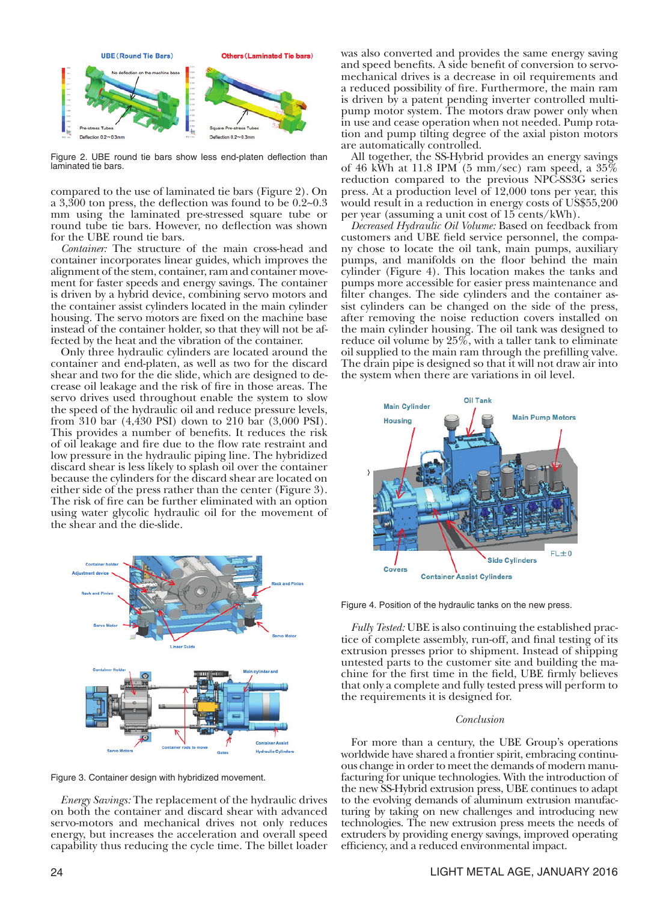UBE (Round Tie Bars)

Others (Laminated Tie bars)

No deflection on the machine base

Pre-stress Tubes

Deflection 0.2~0.3mm

Square Pre-stress Tubes

Deflection 0.2~0.3mm

Figure 2. UBE round tie bars show less end-platen deflection than laminated tie bars.

compared to the use of laminated tie bars (Figure 2). On a 3,300 ton press, the deflection was found to be 0.2~0.3 mm using the laminated pre-stressed square tube or round tube tie bars. However, no deflection was shown for the UBE round tie bars.

*Container:* The structure of the main cross-head and container incorporates linear guides, which improves the alignment of the stem, container, ram and container movement for faster speeds and energy savings. The container is driven by a hybrid device, combining servo motors and the container assist cylinders located in the main cylinder housing. The servo motors are fixed on the machine base instead of the container holder, so that they will not be affected by the heat and the vibration of the container.

Only three hydraulic cylinders are located around the container and end-platen, as well as two for the discard shear and two for the die slide, which are designed to decrease oil leakage and the risk of fire in those areas. The servo drives used throughout enable the system to slow the speed of the hydraulic oil and reduce pressure levels, from 310 bar (4,430 PSI) down to 210 bar (3,000 PSI). This provides a number of benefits. It reduces the risk of oil leakage and fire due to the flow rate restraint and low pressure in the hydraulic piping line. The hybridized discard shear is less likely to splash oil over the container because the cylinders for the discard shear are located on either side of the press rather than the center (Figure 3). The risk of fire can be further eliminated with an option using water glycolic hydraulic oil for the movement of the shear and the die-slide.

Container holder

Adjustment device

Rack and Pinion

Rack and Pinion

Servo Motor

Servo Motor

Linear Guide

Container Holder

Main cylinder and

Servo Motors

Container rods to move

Gates

Container Assist Hydraulic Cylinders

Figure 3. Container design with hybridized movement.

*Energy Savings:* The replacement of the hydraulic drives on both the container and discard shear with advanced servo-motors and mechanical drives not only reduces energy, but increases the acceleration and overall speed capability thus reducing the cycle time. The billet loader was also converted and provides the same energy saving and speed benefits. A side benefit of conversion to servo-mechanical drives is a decrease in oil requirements and a reduced possibility of fire. Furthermore, the main ram is driven by a patent pending inverter controlled multi-pump motor system. The motors draw power only when in use and cease operation when not needed. Pump rotation and pump tilting degree of the axial piston motors are automatically controlled.

All together, the SS-Hybrid provides an energy savings of 46 kWh at 11.8 IPM (5 mm/sec) ram speed, a 35% reduction compared to the previous NPC-SS3G series press. At a production level of 12,000 tons per year, this would result in a reduction in energy costs of US$55,200 per year (assuming a unit cost of 15 cents/kWh).

*Decreased Hydraulic Oil Volume:* Based on feedback from customers and UBE field service personnel, the company chose to locate the oil tank, main pumps, auxiliary pumps, and manifolds on the floor behind the main cylinder (Figure 4). This location makes the tanks and pumps more accessible for easier press maintenance and filter changes. The side cylinders and the container assist cylinders can be changed on the side of the press, after removing the noise reduction covers installed on the main cylinder housing. The oil tank was designed to reduce oil volume by 25%, with a taller tank to eliminate oil supplied to the main ram through the prefilling valve. The drain pipe is designed so that it will not draw air into the system when there are variations in oil level.

Main Cylinder Housing

Oil Tank

Main Pump Motors

FL±0

Side Cylinders

Covers

Container Assist Cylinders

Figure 4. Position of the hydraulic tanks on the new press.

*Fully Tested:* UBE is also continuing the established practice of complete assembly, run-off, and final testing of its extrusion presses prior to shipment. Instead of shipping untested parts to the customer site and building the machine for the first time in the field, UBE firmly believes that only a complete and fully tested press will perform to the requirements it is designed for.

## *Conclusion*

For more than a century, the UBE Group's operations worldwide have shared a frontier spirit, embracing continuous change in order to meet the demands of modern manufacturing for unique technologies. With the introduction of the new SS-Hybrid extrusion press, UBE continues to adapt to the evolving demands of aluminum extrusion manufacturing by taking on new challenges and introducing new technologies. The new extrusion press meets the needs of extruders by providing energy savings, improved operating efficiency, and a reduced environmental impact.